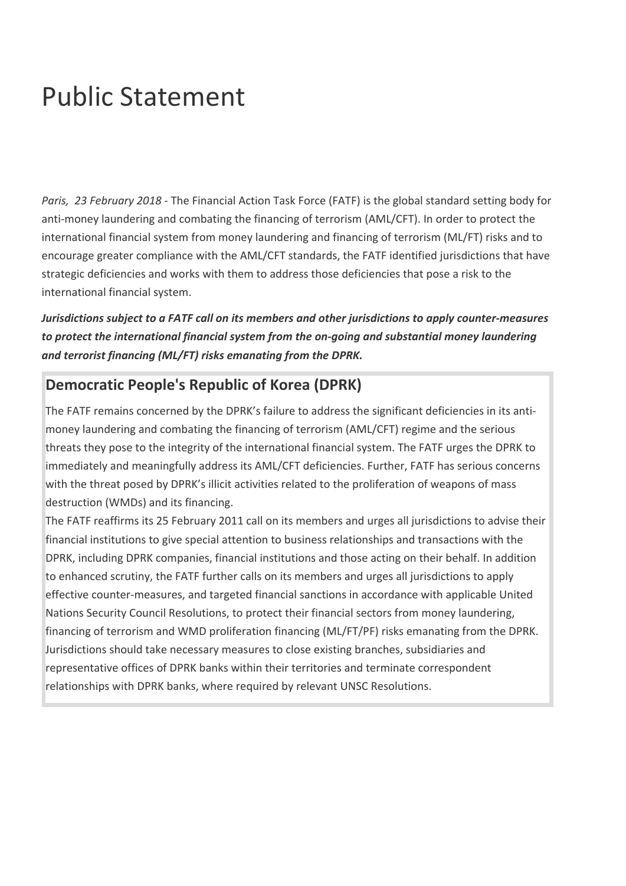# Public Statement

*Paris, 23 February 2018* - The Financial Action Task Force (FATF) is the global standard setting body for anti-money laundering and combating the financing of terrorism (AML/CFT). In order to protect the international financial system from money laundering and financing of terrorism (ML/FT) risks and to encourage greater compliance with the AML/CFT standards, the FATF identified jurisdictions that have strategic deficiencies and works with them to address those deficiencies that pose a risk to the international financial system.

***Jurisdictions subject to a FATF call on its members and other jurisdictions to apply counter-measures to protect the international financial system from the on-going and substantial money laundering and terrorist financing (ML/FT) risks emanating from the DPRK.***

## Democratic People's Republic of Korea (DPRK)

The FATF remains concerned by the DPRK's failure to address the significant deficiencies in its anti-money laundering and combating the financing of terrorism (AML/CFT) regime and the serious threats they pose to the integrity of the international financial system. The FATF urges the DPRK to immediately and meaningfully address its AML/CFT deficiencies. Further, FATF has serious concerns with the threat posed by DPRK's illicit activities related to the proliferation of weapons of mass destruction (WMDs) and its financing.

The FATF reaffirms its 25 February 2011 call on its members and urges all jurisdictions to advise their financial institutions to give special attention to business relationships and transactions with the DPRK, including DPRK companies, financial institutions and those acting on their behalf. In addition to enhanced scrutiny, the FATF further calls on its members and urges all jurisdictions to apply effective counter-measures, and targeted financial sanctions in accordance with applicable United Nations Security Council Resolutions, to protect their financial sectors from money laundering, financing of terrorism and WMD proliferation financing (ML/FT/PF) risks emanating from the DPRK. Jurisdictions should take necessary measures to close existing branches, subsidiaries and representative offices of DPRK banks within their territories and terminate correspondent relationships with DPRK banks, where required by relevant UNSC Resolutions.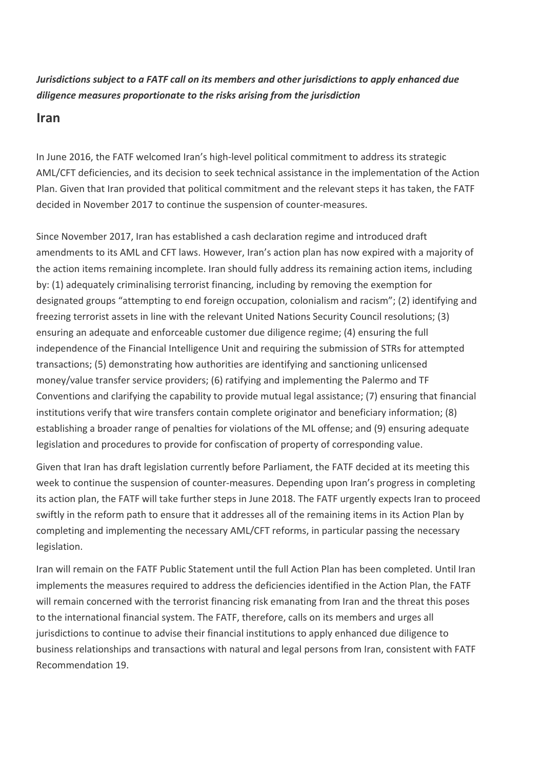***Jurisdictions subject to a FATF call on its members and other jurisdictions to apply enhanced due diligence measures proportionate to the risks arising from the jurisdiction***

## Iran

In June 2016, the FATF welcomed Iran's high-level political commitment to address its strategic AML/CFT deficiencies, and its decision to seek technical assistance in the implementation of the Action Plan. Given that Iran provided that political commitment and the relevant steps it has taken, the FATF decided in November 2017 to continue the suspension of counter-measures.

Since November 2017, Iran has established a cash declaration regime and introduced draft amendments to its AML and CFT laws. However, Iran's action plan has now expired with a majority of the action items remaining incomplete. Iran should fully address its remaining action items, including by: (1) adequately criminalising terrorist financing, including by removing the exemption for designated groups "attempting to end foreign occupation, colonialism and racism"; (2) identifying and freezing terrorist assets in line with the relevant United Nations Security Council resolutions; (3) ensuring an adequate and enforceable customer due diligence regime; (4) ensuring the full independence of the Financial Intelligence Unit and requiring the submission of STRs for attempted transactions; (5) demonstrating how authorities are identifying and sanctioning unlicensed money/value transfer service providers; (6) ratifying and implementing the Palermo and TF Conventions and clarifying the capability to provide mutual legal assistance; (7) ensuring that financial institutions verify that wire transfers contain complete originator and beneficiary information; (8) establishing a broader range of penalties for violations of the ML offense; and (9) ensuring adequate legislation and procedures to provide for confiscation of property of corresponding value.

Given that Iran has draft legislation currently before Parliament, the FATF decided at its meeting this week to continue the suspension of counter-measures. Depending upon Iran's progress in completing its action plan, the FATF will take further steps in June 2018. The FATF urgently expects Iran to proceed swiftly in the reform path to ensure that it addresses all of the remaining items in its Action Plan by completing and implementing the necessary AML/CFT reforms, in particular passing the necessary legislation.

Iran will remain on the FATF Public Statement until the full Action Plan has been completed. Until Iran implements the measures required to address the deficiencies identified in the Action Plan, the FATF will remain concerned with the terrorist financing risk emanating from Iran and the threat this poses to the international financial system. The FATF, therefore, calls on its members and urges all jurisdictions to continue to advise their financial institutions to apply enhanced due diligence to business relationships and transactions with natural and legal persons from Iran, consistent with FATF Recommendation 19.